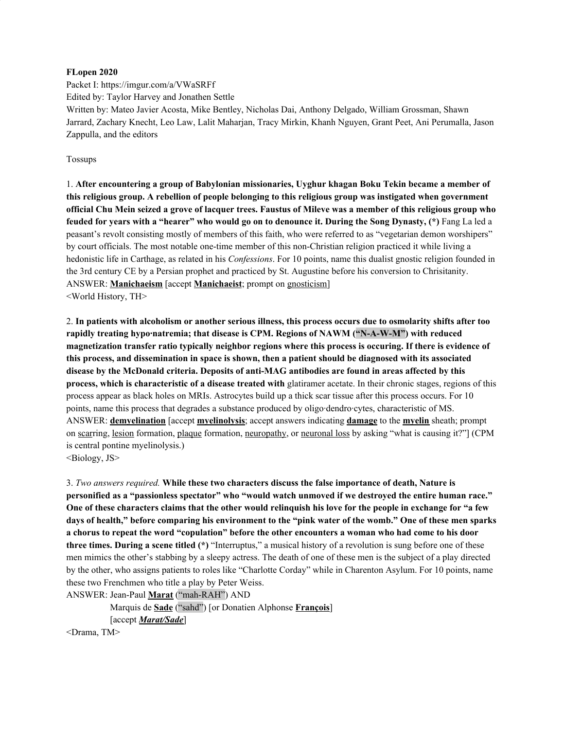**FLopen 2020**

Packet I: https://imgur.com/a/VWaSRFf

Edited by: Taylor Harvey and Jonathen Settle

Written by: Mateo Javier Acosta, Mike Bentley, Nicholas Dai, Anthony Delgado, William Grossman, Shawn Jarrard, Zachary Knecht, Leo Law, Lalit Maharjan, Tracy Mirkin, Khanh Nguyen, Grant Peet, Ani Perumalla, Jason Zappulla, and the editors

Tossups

1. **After encountering a group of Babylonian missionaries, Uyghur khagan Boku Tekin became a member of this religious group. A rebellion of people belonging to this religious group was instigated when government official Chu Mein seized a grove of lacquer trees. Faustus of Mileve was a member of this religious group who feuded for years with a "hearer" who would go on to denounce it. During the Song Dynasty, (*)** Fang La led a peasant's revolt consisting mostly of members of this faith, who were referred to as "vegetarian demon worshipers" by court officials. The most notable one-time member of this non-Christian religion practiced it while living a hedonistic life in Carthage, as related in his *Confessions*. For 10 points, name this dualist gnostic religion founded in the 3rd century CE by a Persian prophet and practiced by St. Augustine before his conversion to Chrisitanity.

ANSWER: **Manichaeism** [accept **Manichaeist**; prompt on gnosticism]

<World History, TH>

2. **In patients with alcoholism or another serious illness, this process occurs due to osmolarity shifts after too rapidly treating hypo·natremia; that disease is CPM. Regions of NAWM ("N-A-W-M") with reduced magnetization transfer ratio typically neighbor regions where this process is occuring. If there is evidence of this process, and dissemination in space is shown, then a patient should be diagnosed with its associated disease by the McDonald criteria. Deposits of anti-MAG antibodies are found in areas affected by this process, which is characteristic of a disease treated with** glatiramer acetate. In their chronic stages, regions of this process appear as black holes on MRIs. Astrocytes build up a thick scar tissue after this process occurs. For 10 points, name this process that degrades a substance produced by oligo·dendro·cytes, characteristic of MS.

ANSWER: **demyelination** [accept **myelinolysis**; accept answers indicating **damage** to the **myelin** sheath; prompt on scarring, lesion formation, plaque formation, neuropathy, or neuronal loss by asking "what is causing it?"] (CPM is central pontine myelinolysis.)

<Biology, JS>

3. *Two answers required.* **While these two characters discuss the false importance of death, Nature is personified as a "passionless spectator" who "would watch unmoved if we destroyed the entire human race." One of these characters claims that the other would relinquish his love for the people in exchange for "a few days of health," before comparing his environment to the "pink water of the womb." One of these men sparks a chorus to repeat the word "copulation" before the other encounters a woman who had come to his door three times. During a scene titled (*)** "Interruptus," a musical history of a revolution is sung before one of these men mimics the other's stabbing by a sleepy actress. The death of one of these men is the subject of a play directed by the other, who assigns patients to roles like "Charlotte Corday" while in Charenton Asylum. For 10 points, name these two Frenchmen who title a play by Peter Weiss.

ANSWER: Jean-Paul **Marat** ("mah-RAH") AND
Marquis de **Sade** ("sahd") [or Donatien Alphonse **François**]
[accept ***Marat/Sade***]

<Drama, TM>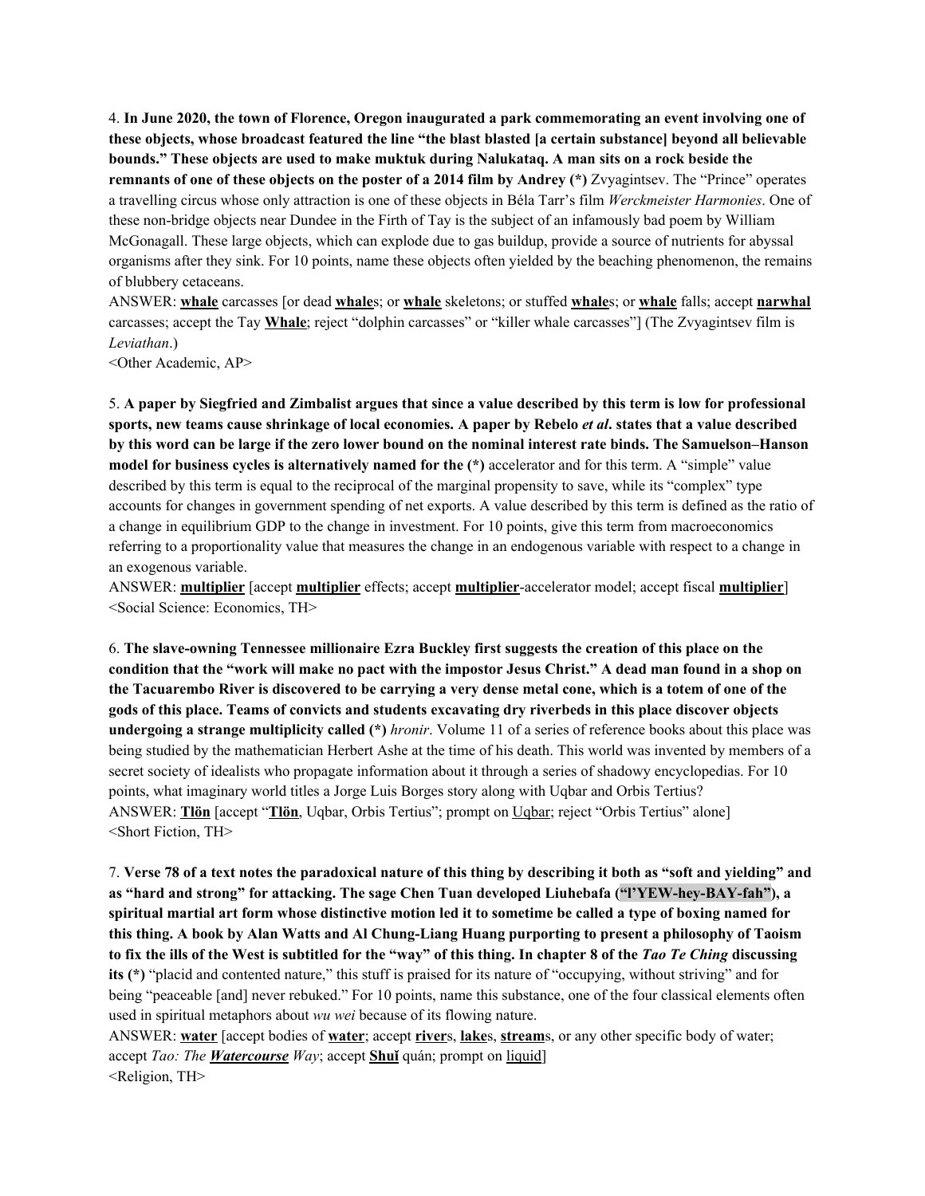4. **In June 2020, the town of Florence, Oregon inaugurated a park commemorating an event involving one of these objects, whose broadcast featured the line "the blast blasted [a certain substance] beyond all believable bounds." These objects are used to make muktuk during Nalukataq. A man sits on a rock beside the remnants of one of these objects on the poster of a 2014 film by Andrey (*)** Zvyagintsev. The "Prince" operates a travelling circus whose only attraction is one of these objects in Béla Tarr's film *Werckmeister Harmonies*. One of these non-bridge objects near Dundee in the Firth of Tay is the subject of an infamously bad poem by William McGonagall. These large objects, which can explode due to gas buildup, provide a source of nutrients for abyssal organisms after they sink. For 10 points, name these objects often yielded by the beaching phenomenon, the remains of blubbery cetaceans.

ANSWER: **<u>whale</u>** carcasses [or dead **<u>whale</u>**s; or **<u>whale</u>** skeletons; or stuffed **<u>whale</u>**s; or **<u>whale</u>** falls; accept **<u>narwhal</u>** carcasses; accept the Tay **<u>Whale</u>**; reject "dolphin carcasses" or "killer whale carcasses"] (The Zvyagintsev film is *Leviathan*.)

<Other Academic, AP>

5. **A paper by Siegfried and Zimbalist argues that since a value described by this term is low for professional sports, new teams cause shrinkage of local economies. A paper by Rebelo *et al*. states that a value described by this word can be large if the zero lower bound on the nominal interest rate binds. The Samuelson–Hanson model for business cycles is alternatively named for the (*)** accelerator and for this term. A "simple" value described by this term is equal to the reciprocal of the marginal propensity to save, while its "complex" type accounts for changes in government spending of net exports. A value described by this term is defined as the ratio of a change in equilibrium GDP to the change in investment. For 10 points, give this term from macroeconomics referring to a proportionality value that measures the change in an endogenous variable with respect to a change in an exogenous variable.

ANSWER: **<u>multiplier</u>** [accept **<u>multiplier</u>** effects; accept **<u>multiplier</u>**-accelerator model; accept fiscal **<u>multiplier</u>**]

<Social Science: Economics, TH>

6. **The slave-owning Tennessee millionaire Ezra Buckley first suggests the creation of this place on the condition that the "work will make no pact with the impostor Jesus Christ." A dead man found in a shop on the Tacuarembo River is discovered to be carrying a very dense metal cone, which is a totem of one of the gods of this place. Teams of convicts and students excavating dry riverbeds in this place discover objects undergoing a strange multiplicity called (*)** *hronir*. Volume 11 of a series of reference books about this place was being studied by the mathematician Herbert Ashe at the time of his death. This world was invented by members of a secret society of idealists who propagate information about it through a series of shadowy encyclopedias. For 10 points, what imaginary world titles a Jorge Luis Borges story along with Uqbar and Orbis Tertius?

ANSWER: **<u>Tlön</u>** [accept "**<u>Tlön</u>**, Uqbar, Orbis Tertius"; prompt on <u>Uqbar</u>; reject "Orbis Tertius" alone]

<Short Fiction, TH>

7. **Verse 78 of a text notes the paradoxical nature of this thing by describing it both as "soft and yielding" and as "hard and strong" for attacking. The sage Chen Tuan developed Liuhebafa ("l'YEW-hey-BAY-fah"), a spiritual martial art form whose distinctive motion led it to sometime be called a type of boxing named for this thing. A book by Alan Watts and Al Chung-Liang Huang purporting to present a philosophy of Taoism to fix the ills of the West is subtitled for the "way" of this thing. In chapter 8 of the *Tao Te Ching* discussing its (*)** "placid and contented nature," this stuff is praised for its nature of "occupying, without striving" and for being "peaceable [and] never rebuked." For 10 points, name this substance, one of the four classical elements often used in spiritual metaphors about *wu wei* because of its flowing nature.

ANSWER: **<u>water</u>** [accept bodies of **<u>water</u>**; accept **<u>river</u>**s, **<u>lake</u>**s, **<u>stream</u>**s, or any other specific body of water; accept *Tao: The **<u>Watercourse</u>** Way*; accept **<u>Shuǐ</u>** quán; prompt on <u>liquid</u>]

<Religion, TH>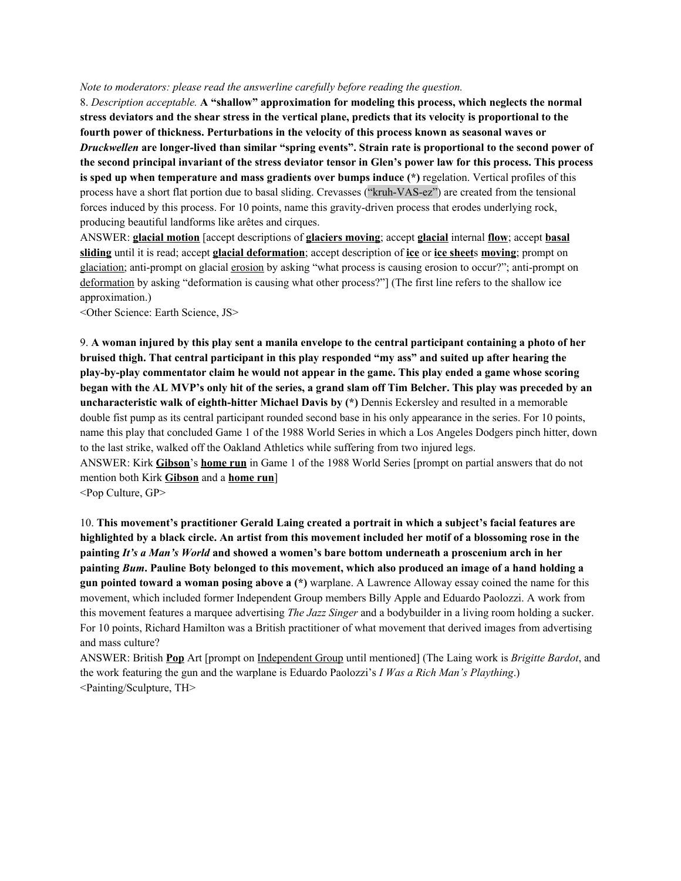*Note to moderators: please read the answerline carefully before reading the question.*

8. *Description acceptable.* **A "shallow" approximation for modeling this process, which neglects the normal stress deviators and the shear stress in the vertical plane, predicts that its velocity is proportional to the fourth power of thickness. Perturbations in the velocity of this process known as seasonal waves or *Druckwellen* are longer-lived than similar "spring events". Strain rate is proportional to the second power of the second principal invariant of the stress deviator tensor in Glen's power law for this process. This process is sped up when temperature and mass gradients over bumps induce (*)** regelation. Vertical profiles of this process have a short flat portion due to basal sliding. Crevasses ("kruh-VAS-ez") are created from the tensional forces induced by this process. For 10 points, name this gravity-driven process that erodes underlying rock, producing beautiful landforms like arêtes and cirques.

ANSWER: **<u>glacial motion</u>** [accept descriptions of **<u>glaciers moving</u>**; accept **<u>glacial</u>** internal **<u>flow</u>**; accept **<u>basal sliding</u>** until it is read; accept **<u>glacial deformation</u>**; accept description of **<u>ice</u>** or **<u>ice sheet</u>**s **<u>moving</u>**; prompt on <u>glaciation</u>; anti-prompt on glacial <u>erosion</u> by asking "what process is causing erosion to occur?"; anti-prompt on <u>deformation</u> by asking "deformation is causing what other process?"] (The first line refers to the shallow ice approximation.)

<Other Science: Earth Science, JS>

9. **A woman injured by this play sent a manila envelope to the central participant containing a photo of her bruised thigh. That central participant in this play responded "my ass" and suited up after hearing the play-by-play commentator claim he would not appear in the game. This play ended a game whose scoring began with the AL MVP's only hit of the series, a grand slam off Tim Belcher. This play was preceded by an uncharacteristic walk of eighth-hitter Michael Davis by (*)** Dennis Eckersley and resulted in a memorable double fist pump as its central participant rounded second base in his only appearance in the series. For 10 points, name this play that concluded Game 1 of the 1988 World Series in which a Los Angeles Dodgers pinch hitter, down to the last strike, walked off the Oakland Athletics while suffering from two injured legs.

ANSWER: Kirk **<u>Gibson</u>**'s **<u>home run</u>** in Game 1 of the 1988 World Series [prompt on partial answers that do not mention both Kirk **<u>Gibson</u>** and a **<u>home run</u>**]

<Pop Culture, GP>

10. **This movement's practitioner Gerald Laing created a portrait in which a subject's facial features are highlighted by a black circle. An artist from this movement included her motif of a blossoming rose in the painting *It's a Man's World* and showed a women's bare bottom underneath a proscenium arch in her painting *Bum*. Pauline Boty belonged to this movement, which also produced an image of a hand holding a gun pointed toward a woman posing above a (*)** warplane. A Lawrence Alloway essay coined the name for this movement, which included former Independent Group members Billy Apple and Eduardo Paolozzi. A work from this movement features a marquee advertising *The Jazz Singer* and a bodybuilder in a living room holding a sucker. For 10 points, Richard Hamilton was a British practitioner of what movement that derived images from advertising and mass culture?

ANSWER: British **<u>Pop</u>** Art [prompt on <u>Independent Group</u> until mentioned] (The Laing work is *Brigitte Bardot*, and the work featuring the gun and the warplane is Eduardo Paolozzi's *I Was a Rich Man's Plaything*.)

<Painting/Sculpture, TH>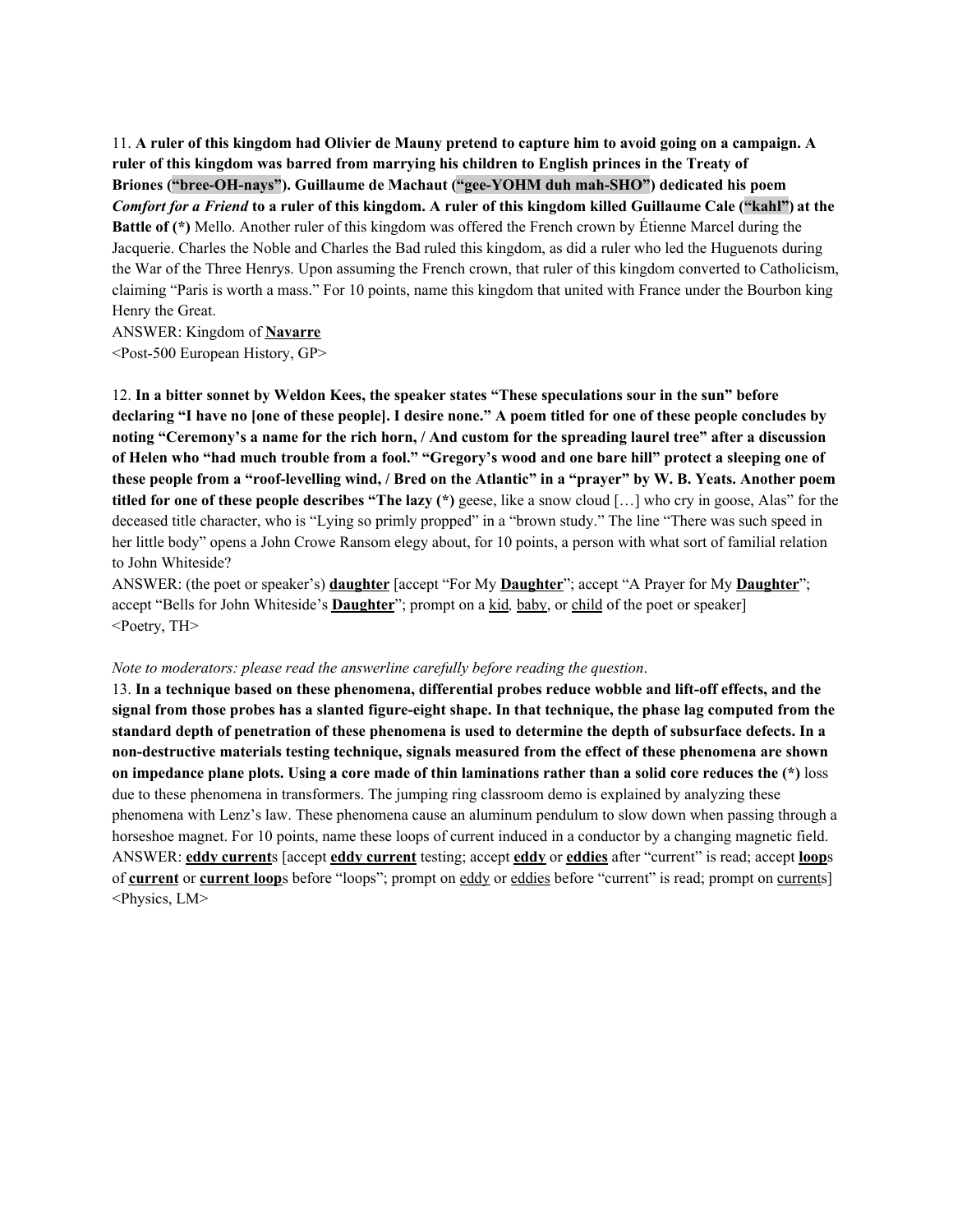11. **A ruler of this kingdom had Olivier de Mauny pretend to capture him to avoid going on a campaign. A ruler of this kingdom was barred from marrying his children to English princes in the Treaty of Briones ("bree-OH-nays"). Guillaume de Machaut ("gee-YOHM duh mah-SHO") dedicated his poem *Comfort for a Friend* to a ruler of this kingdom. A ruler of this kingdom killed Guillaume Cale ("kahl") at the Battle of (*)** Mello. Another ruler of this kingdom was offered the French crown by Étienne Marcel during the Jacquerie. Charles the Noble and Charles the Bad ruled this kingdom, as did a ruler who led the Huguenots during the War of the Three Henrys. Upon assuming the French crown, that ruler of this kingdom converted to Catholicism, claiming "Paris is worth a mass." For 10 points, name this kingdom that united with France under the Bourbon king Henry the Great.

ANSWER: Kingdom of **Navarre**

<Post-500 European History, GP>

12. **In a bitter sonnet by Weldon Kees, the speaker states "These speculations sour in the sun" before declaring "I have no [one of these people]. I desire none." A poem titled for one of these people concludes by noting "Ceremony's a name for the rich horn, / And custom for the spreading laurel tree" after a discussion of Helen who "had much trouble from a fool." "Gregory's wood and one bare hill" protect a sleeping one of these people from a "roof-levelling wind, / Bred on the Atlantic" in a "prayer" by W. B. Yeats. Another poem titled for one of these people describes "The lazy (*)** geese, like a snow cloud [...] who cry in goose, Alas" for the deceased title character, who is "Lying so primly propped" in a "brown study." The line "There was such speed in her little body" opens a John Crowe Ransom elegy about, for 10 points, a person with what sort of familial relation to John Whiteside?

ANSWER: (the poet or speaker's) **daughter** [accept "For My **Daughter**"; accept "A Prayer for My **Daughter**"; accept "Bells for John Whiteside's **Daughter**"; prompt on a kid, baby, or child of the poet or speaker]

<Poetry, TH>

*Note to moderators: please read the answerline carefully before reading the question.*

13. **In a technique based on these phenomena, differential probes reduce wobble and lift-off effects, and the signal from those probes has a slanted figure-eight shape. In that technique, the phase lag computed from the standard depth of penetration of these phenomena is used to determine the depth of subsurface defects. In a non-destructive materials testing technique, signals measured from the effect of these phenomena are shown on impedance plane plots. Using a core made of thin laminations rather than a solid core reduces the (*)** loss due to these phenomena in transformers. The jumping ring classroom demo is explained by analyzing these phenomena with Lenz's law. These phenomena cause an aluminum pendulum to slow down when passing through a horseshoe magnet. For 10 points, name these loops of current induced in a conductor by a changing magnetic field.

ANSWER: **eddy current**s [accept **eddy current** testing; accept **eddy** or **eddies** after "current" is read; accept **loop**s of **current** or **current loop**s before "loops"; prompt on eddy or eddies before "current" is read; prompt on currents]

<Physics, LM>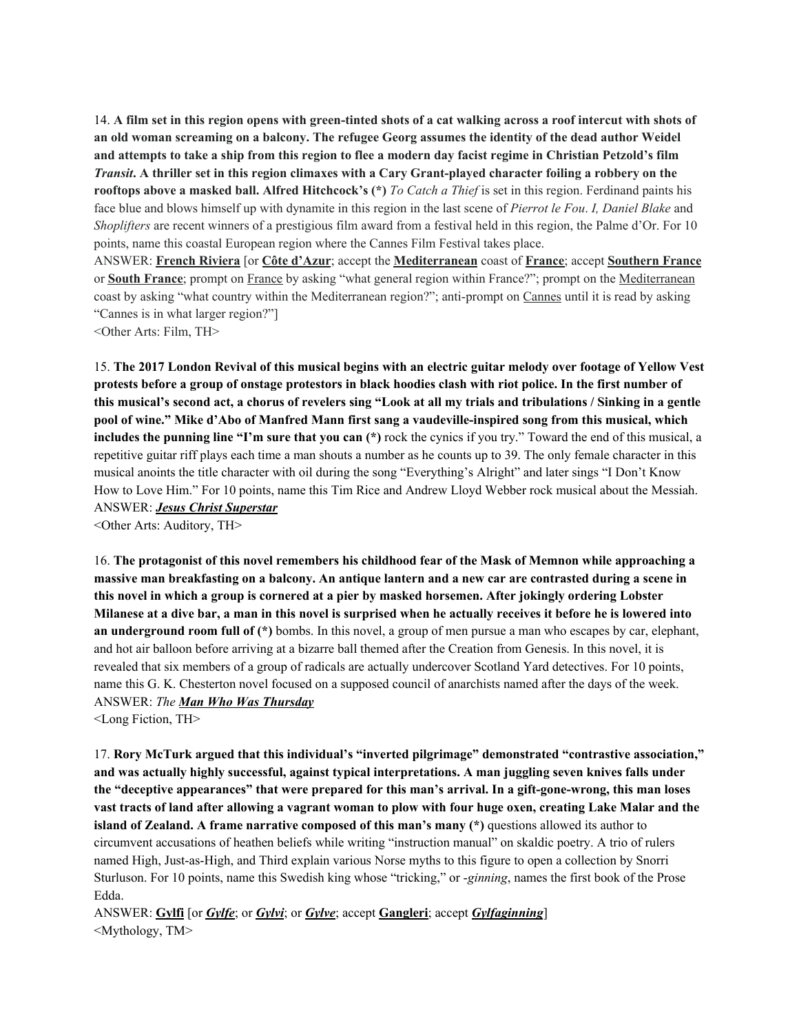14. **A film set in this region opens with green-tinted shots of a cat walking across a roof intercut with shots of an old woman screaming on a balcony. The refugee Georg assumes the identity of the dead author Weidel and attempts to take a ship from this region to flee a modern day facist regime in Christian Petzold's film *Transit*. A thriller set in this region climaxes with a Cary Grant-played character foiling a robbery on the rooftops above a masked ball. Alfred Hitchcock's (*)** *To Catch a Thief* is set in this region. Ferdinand paints his face blue and blows himself up with dynamite in this region in the last scene of *Pierrot le Fou*. *I, Daniel Blake* and *Shoplifters* are recent winners of a prestigious film award from a festival held in this region, the Palme d'Or. For 10 points, name this coastal European region where the Cannes Film Festival takes place.

ANSWER: **French Riviera** [or **Côte d'Azur**; accept the **Mediterranean** coast of **France**; accept **Southern France** or **South France**; prompt on France by asking "what general region within France?"; prompt on the Mediterranean coast by asking "what country within the Mediterranean region?"; anti-prompt on Cannes until it is read by asking "Cannes is in what larger region?"]

<Other Arts: Film, TH>

15. **The 2017 London Revival of this musical begins with an electric guitar melody over footage of Yellow Vest protests before a group of onstage protestors in black hoodies clash with riot police. In the first number of this musical's second act, a chorus of revelers sing "Look at all my trials and tribulations / Sinking in a gentle pool of wine." Mike d'Abo of Manfred Mann first sang a vaudeville-inspired song from this musical, which includes the punning line "I'm sure that you can (*)** rock the cynics if you try." Toward the end of this musical, a repetitive guitar riff plays each time a man shouts a number as he counts up to 39. The only female character in this musical anoints the title character with oil during the song "Everything's Alright" and later sings "I Don't Know How to Love Him." For 10 points, name this Tim Rice and Andrew Lloyd Webber rock musical about the Messiah.

ANSWER: ***Jesus Christ Superstar***

<Other Arts: Auditory, TH>

16. **The protagonist of this novel remembers his childhood fear of the Mask of Memnon while approaching a massive man breakfasting on a balcony. An antique lantern and a new car are contrasted during a scene in this novel in which a group is cornered at a pier by masked horsemen. After jokingly ordering Lobster Milanese at a dive bar, a man in this novel is surprised when he actually receives it before he is lowered into an underground room full of (*)** bombs. In this novel, a group of men pursue a man who escapes by car, elephant, and hot air balloon before arriving at a bizarre ball themed after the Creation from Genesis. In this novel, it is revealed that six members of a group of radicals are actually undercover Scotland Yard detectives. For 10 points, name this G. K. Chesterton novel focused on a supposed council of anarchists named after the days of the week.

ANSWER: *The **Man Who Was Thursday***

<Long Fiction, TH>

17. **Rory McTurk argued that this individual's "inverted pilgrimage" demonstrated "contrastive association," and was actually highly successful, against typical interpretations. A man juggling seven knives falls under the "deceptive appearances" that were prepared for this man's arrival. In a gift-gone-wrong, this man loses vast tracts of land after allowing a vagrant woman to plow with four huge oxen, creating Lake Malar and the island of Zealand. A frame narrative composed of this man's many (*)** questions allowed its author to circumvent accusations of heathen beliefs while writing "instruction manual" on skaldic poetry. A trio of rulers named High, Just-as-High, and Third explain various Norse myths to this figure to open a collection by Snorri Sturluson. For 10 points, name this Swedish king whose "tricking," or *-ginning*, names the first book of the Prose Edda.

ANSWER: **Gylfi** [or ***Gylfe***; or ***Gylvi***; or ***Gylve***; accept **Gangleri**; accept ***Gylfaginning***]

<Mythology, TM>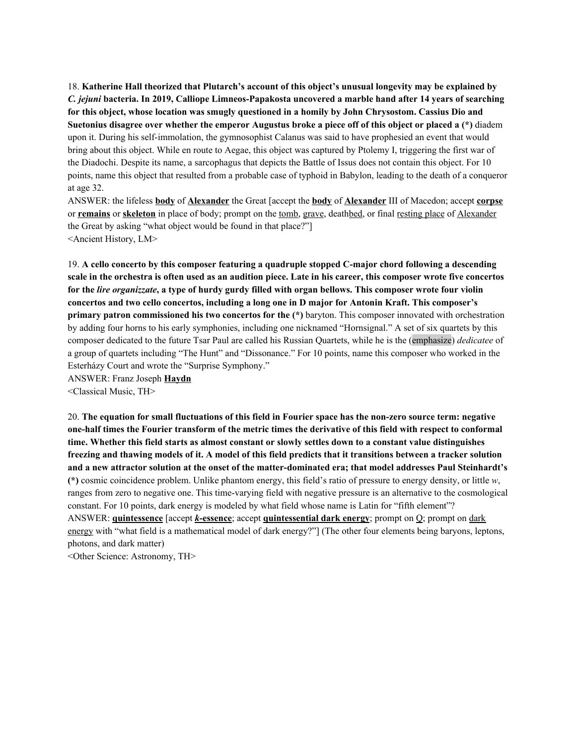18. **Katherine Hall theorized that Plutarch's account of this object's unusual longevity may be explained by *C. jejuni* bacteria. In 2019, Calliope Limneos-Papakosta uncovered a marble hand after 14 years of searching for this object, whose location was smugly questioned in a homily by John Chrysostom. Cassius Dio and Suetonius disagree over whether the emperor Augustus broke a piece off of this object or placed a (*)** diadem upon it. During his self-immolation, the gymnosophist Calanus was said to have prophesied an event that would bring about this object. While en route to Aegae, this object was captured by Ptolemy I, triggering the first war of the Diadochi. Despite its name, a sarcophagus that depicts the Battle of Issus does not contain this object. For 10 points, name this object that resulted from a probable case of typhoid in Babylon, leading to the death of a conqueror at age 32.

ANSWER: the lifeless **body** of **Alexander** the Great [accept the **body** of **Alexander** III of Macedon; accept **corpse** or **remains** or **skeleton** in place of body; prompt on the tomb, grave, deathbed, or final resting place of Alexander the Great by asking "what object would be found in that place?"]

<Ancient History, LM>

19. **A cello concerto by this composer featuring a quadruple stopped C-major chord following a descending scale in the orchestra is often used as an audition piece. Late in his career, this composer wrote five concertos for the *lire organizzate*, a type of hurdy gurdy filled with organ bellows. This composer wrote four violin concertos and two cello concertos, including a long one in D major for Antonin Kraft. This composer's primary patron commissioned his two concertos for the (*)** baryton. This composer innovated with orchestration by adding four horns to his early symphonies, including one nicknamed "Hornsignal." A set of six quartets by this composer dedicated to the future Tsar Paul are called his Russian Quartets, while he is the (emphasize) *dedicatee* of a group of quartets including "The Hunt" and "Dissonance." For 10 points, name this composer who worked in the Esterházy Court and wrote the "Surprise Symphony."

ANSWER: Franz Joseph **Haydn**

<Classical Music, TH>

20. **The equation for small fluctuations of this field in Fourier space has the non-zero source term: negative one-half times the Fourier transform of the metric times the derivative of this field with respect to conformal time. Whether this field starts as almost constant or slowly settles down to a constant value distinguishes freezing and thawing models of it. A model of this field predicts that it transitions between a tracker solution and a new attractor solution at the onset of the matter-dominated era; that model addresses Paul Steinhardt's (*)** cosmic coincidence problem. Unlike phantom energy, this field's ratio of pressure to energy density, or little $w$, ranges from zero to negative one. This time-varying field with negative pressure is an alternative to the cosmological constant. For 10 points, dark energy is modeled by what field whose name is Latin for "fifth element"?

ANSWER: **quintessence** [accept ***k*-essence**; accept **quintessential dark energy**; prompt on Q; prompt on dark energy with "what field is a mathematical model of dark energy?"] (The other four elements being baryons, leptons, photons, and dark matter)

<Other Science: Astronomy, TH>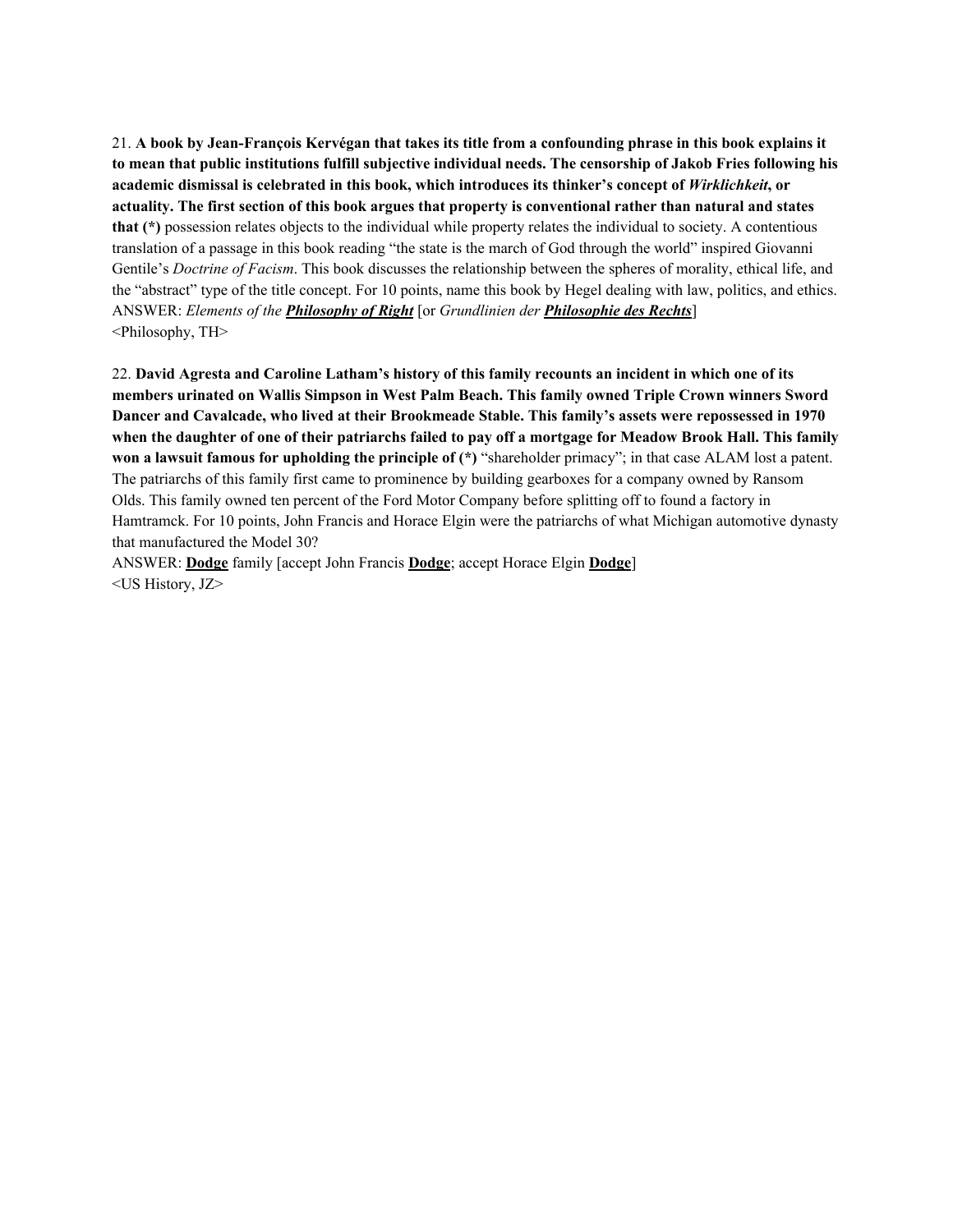21. **A book by Jean-François Kervégan that takes its title from a confounding phrase in this book explains it to mean that public institutions fulfill subjective individual needs. The censorship of Jakob Fries following his academic dismissal is celebrated in this book, which introduces its thinker's concept of *Wirklichkeit*, or actuality. The first section of this book argues that property is conventional rather than natural and states that (*)** possession relates objects to the individual while property relates the individual to society. A contentious translation of a passage in this book reading "the state is the march of God through the world" inspired Giovanni Gentile's *Doctrine of Facism*. This book discusses the relationship between the spheres of morality, ethical life, and the "abstract" type of the title concept. For 10 points, name this book by Hegel dealing with law, politics, and ethics.
ANSWER: *Elements of the **Philosophy of Right*** [or *Grundlinien der **Philosophie des Rechts***]
<Philosophy, TH>

22. **David Agresta and Caroline Latham's history of this family recounts an incident in which one of its members urinated on Wallis Simpson in West Palm Beach. This family owned Triple Crown winners Sword Dancer and Cavalcade, who lived at their Brookmeade Stable. This family's assets were repossessed in 1970 when the daughter of one of their patriarchs failed to pay off a mortgage for Meadow Brook Hall. This family won a lawsuit famous for upholding the principle of (*)** "shareholder primacy"; in that case ALAM lost a patent. The patriarchs of this family first came to prominence by building gearboxes for a company owned by Ransom Olds. This family owned ten percent of the Ford Motor Company before splitting off to found a factory in Hamtramck. For 10 points, John Francis and Horace Elgin were the patriarchs of what Michigan automotive dynasty that manufactured the Model 30?
ANSWER: **Dodge** family [accept John Francis **Dodge**; accept Horace Elgin **Dodge**]
<US History, JZ>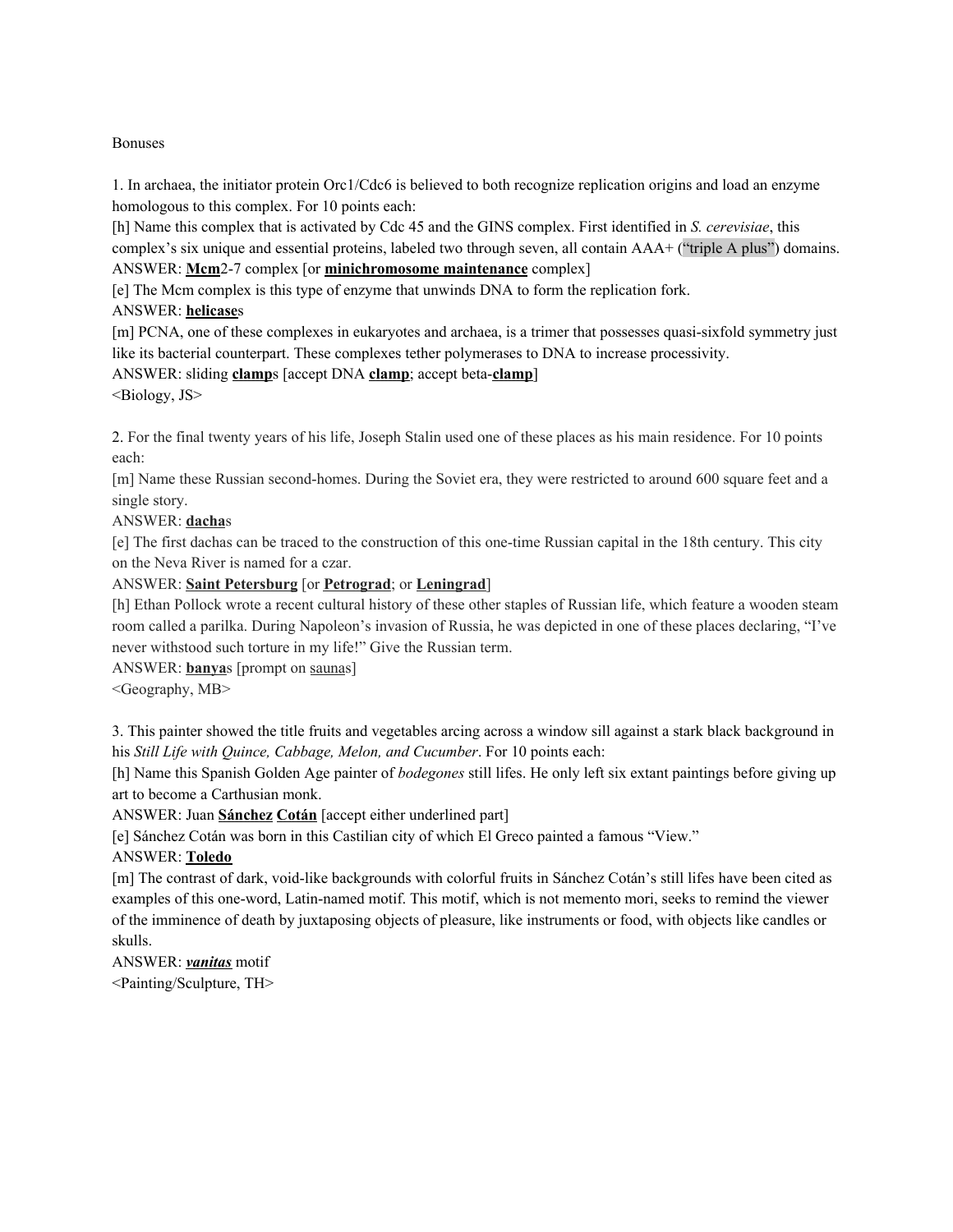Bonuses

1. In archaea, the initiator protein Orc1/Cdc6 is believed to both recognize replication origins and load an enzyme homologous to this complex. For 10 points each:

[h] Name this complex that is activated by Cdc 45 and the GINS complex. First identified in *S. cerevisiae*, this complex's six unique and essential proteins, labeled two through seven, all contain AAA+ ("triple A plus") domains.

ANSWER: **Mcm**2-7 complex [or **minichromosome maintenance** complex]

[e] The Mcm complex is this type of enzyme that unwinds DNA to form the replication fork.

ANSWER: **helicase**s

[m] PCNA, one of these complexes in eukaryotes and archaea, is a trimer that possesses quasi-sixfold symmetry just like its bacterial counterpart. These complexes tether polymerases to DNA to increase processivity.

ANSWER: sliding **clamp**s [accept DNA **clamp**; accept beta-**clamp**]

<Biology, JS>

2. For the final twenty years of his life, Joseph Stalin used one of these places as his main residence. For 10 points each:

[m] Name these Russian second-homes. During the Soviet era, they were restricted to around 600 square feet and a single story.

ANSWER: **dacha**s

[e] The first dachas can be traced to the construction of this one-time Russian capital in the 18th century. This city on the Neva River is named for a czar.

ANSWER: **Saint Petersburg** [or **Petrograd**; or **Leningrad**]

[h] Ethan Pollock wrote a recent cultural history of these other staples of Russian life, which feature a wooden steam room called a parilka. During Napoleon's invasion of Russia, he was depicted in one of these places declaring, "I've never withstood such torture in my life!" Give the Russian term.

ANSWER: **banya**s [prompt on saunas]

<Geography, MB>

3. This painter showed the title fruits and vegetables arcing across a window sill against a stark black background in his *Still Life with Quince, Cabbage, Melon, and Cucumber*. For 10 points each:

[h] Name this Spanish Golden Age painter of *bodegones* still lifes. He only left six extant paintings before giving up art to become a Carthusian monk.

ANSWER: Juan **Sánchez** **Cotán** [accept either underlined part]

[e] Sánchez Cotán was born in this Castilian city of which El Greco painted a famous "View."

ANSWER: **Toledo**

[m] The contrast of dark, void-like backgrounds with colorful fruits in Sánchez Cotán's still lifes have been cited as examples of this one-word, Latin-named motif. This motif, which is not memento mori, seeks to remind the viewer of the imminence of death by juxtaposing objects of pleasure, like instruments or food, with objects like candles or skulls.

ANSWER: ***vanitas*** motif

<Painting/Sculpture, TH>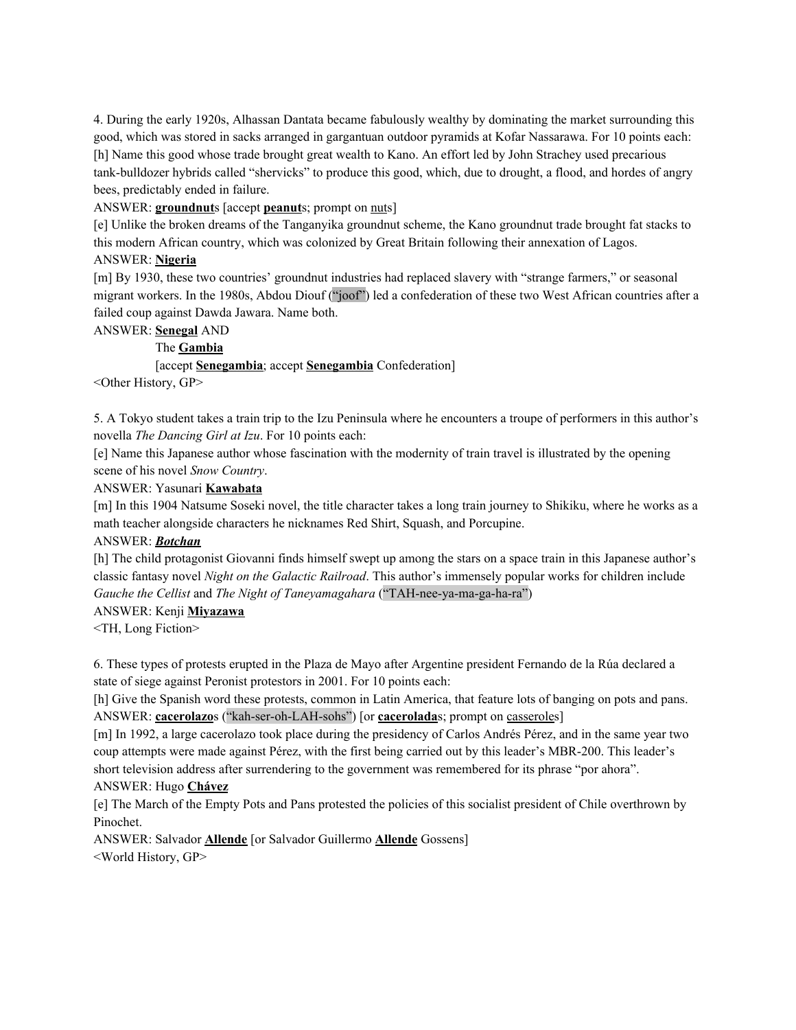4. During the early 1920s, Alhassan Dantata became fabulously wealthy by dominating the market surrounding this good, which was stored in sacks arranged in gargantuan outdoor pyramids at Kofar Nassarawa. For 10 points each:

[h] Name this good whose trade brought great wealth to Kano. An effort led by John Strachey used precarious tank-bulldozer hybrids called "shervicks" to produce this good, which, due to drought, a flood, and hordes of angry bees, predictably ended in failure.

ANSWER: **groundnut**s [accept **peanut**s; prompt on nuts]

[e] Unlike the broken dreams of the Tanganyika groundnut scheme, the Kano groundnut trade brought fat stacks to this modern African country, which was colonized by Great Britain following their annexation of Lagos.

ANSWER: **Nigeria**

[m] By 1930, these two countries' groundnut industries had replaced slavery with "strange farmers," or seasonal migrant workers. In the 1980s, Abdou Diouf ("joof") led a confederation of these two West African countries after a failed coup against Dawda Jawara. Name both.

ANSWER: **Senegal** AND
The **Gambia**
[accept **Senegambia**; accept **Senegambia** Confederation]

<Other History, GP>

5. A Tokyo student takes a train trip to the Izu Peninsula where he encounters a troupe of performers in this author's novella *The Dancing Girl at Izu*. For 10 points each:

[e] Name this Japanese author whose fascination with the modernity of train travel is illustrated by the opening scene of his novel *Snow Country*.

ANSWER: Yasunari **Kawabata**

[m] In this 1904 Natsume Soseki novel, the title character takes a long train journey to Shikiku, where he works as a math teacher alongside characters he nicknames Red Shirt, Squash, and Porcupine.

ANSWER: ***Botchan***

[h] The child protagonist Giovanni finds himself swept up among the stars on a space train in this Japanese author's classic fantasy novel *Night on the Galactic Railroad*. This author's immensely popular works for children include *Gauche the Cellist* and *The Night of Taneyamagahara* ("TAH-nee-ya-ma-ga-ha-ra")

ANSWER: Kenji **Miyazawa**

<TH, Long Fiction>

6. These types of protests erupted in the Plaza de Mayo after Argentine president Fernando de la Rúa declared a state of siege against Peronist protestors in 2001. For 10 points each:

[h] Give the Spanish word these protests, common in Latin America, that feature lots of banging on pots and pans.

ANSWER: **cacerolazo**s ("kah-ser-oh-LAH-sohs") [or **cacerolada**s; prompt on casseroles]

[m] In 1992, a large cacerolazo took place during the presidency of Carlos Andrés Pérez, and in the same year two coup attempts were made against Pérez, with the first being carried out by this leader's MBR-200. This leader's short television address after surrendering to the government was remembered for its phrase "por ahora".

ANSWER: Hugo **Chávez**

[e] The March of the Empty Pots and Pans protested the policies of this socialist president of Chile overthrown by Pinochet.

ANSWER: Salvador **Allende** [or Salvador Guillermo **Allende** Gossens]

<World History, GP>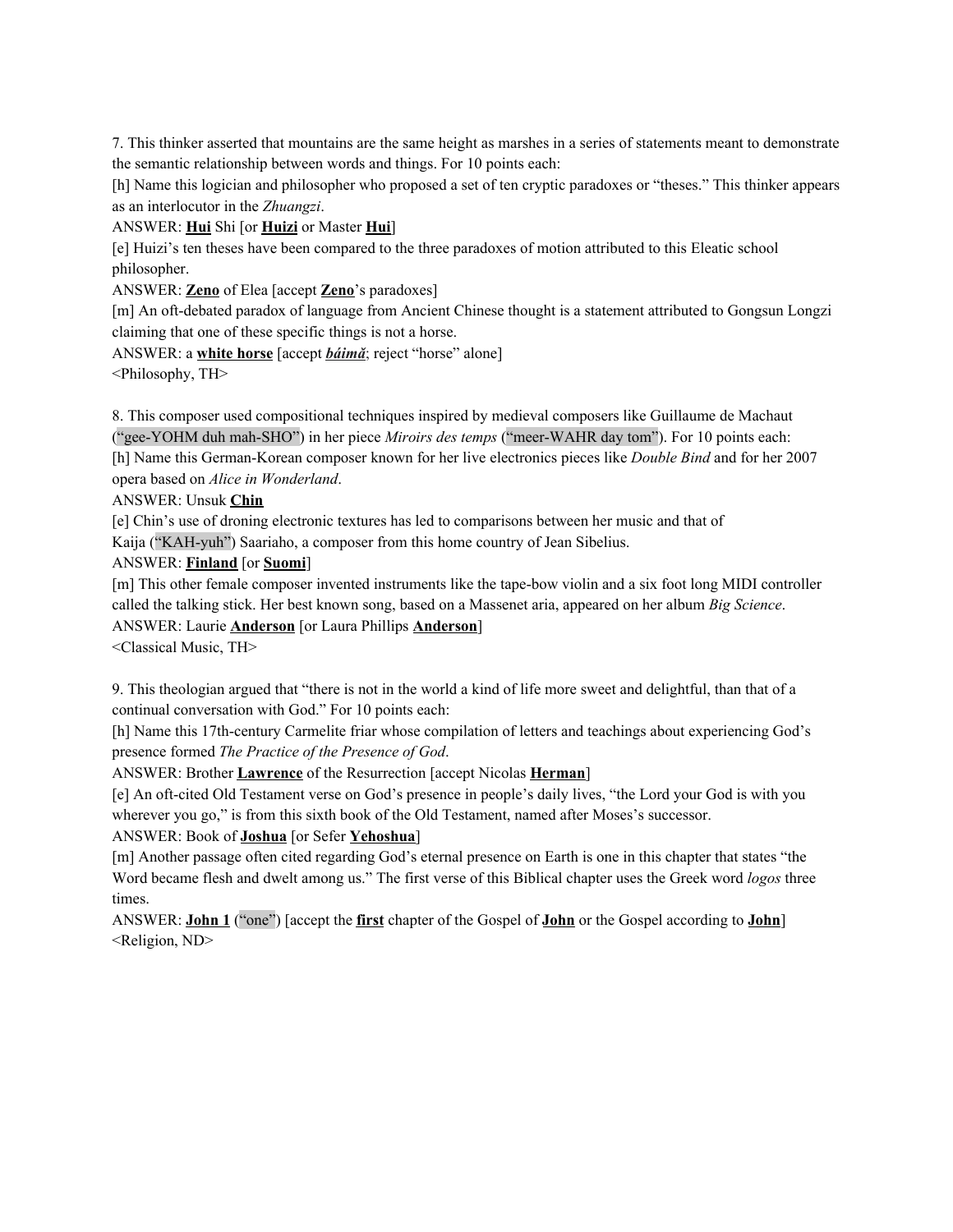7. This thinker asserted that mountains are the same height as marshes in a series of statements meant to demonstrate the semantic relationship between words and things. For 10 points each:

[h] Name this logician and philosopher who proposed a set of ten cryptic paradoxes or "theses." This thinker appears as an interlocutor in the *Zhuangzi*.

ANSWER: **Hui** Shi [or **Huizi** or Master **Hui**]

[e] Huizi's ten theses have been compared to the three paradoxes of motion attributed to this Eleatic school philosopher.

ANSWER: **Zeno** of Elea [accept **Zeno**'s paradoxes]

[m] An oft-debated paradox of language from Ancient Chinese thought is a statement attributed to Gongsun Longzi claiming that one of these specific things is not a horse.

ANSWER: a **white horse** [accept ***báimǎ***; reject "horse" alone]

<Philosophy, TH>

8. This composer used compositional techniques inspired by medieval composers like Guillaume de Machaut ("gee-YOHM duh mah-SHO") in her piece *Miroirs des temps* ("meer-WAHR day tom"). For 10 points each:

[h] Name this German-Korean composer known for her live electronics pieces like *Double Bind* and for her 2007 opera based on *Alice in Wonderland*.

ANSWER: Unsuk **Chin**

[e] Chin's use of droning electronic textures has led to comparisons between her music and that of Kaija ("KAH-yuh") Saariaho, a composer from this home country of Jean Sibelius.

ANSWER: **Finland** [or **Suomi**]

[m] This other female composer invented instruments like the tape-bow violin and a six foot long MIDI controller called the talking stick. Her best known song, based on a Massenet aria, appeared on her album *Big Science*.

ANSWER: Laurie **Anderson** [or Laura Phillips **Anderson**]

<Classical Music, TH>

9. This theologian argued that "there is not in the world a kind of life more sweet and delightful, than that of a continual conversation with God." For 10 points each:

[h] Name this 17th-century Carmelite friar whose compilation of letters and teachings about experiencing God's presence formed *The Practice of the Presence of God*.

ANSWER: Brother **Lawrence** of the Resurrection [accept Nicolas **Herman**]

[e] An oft-cited Old Testament verse on God's presence in people's daily lives, "the Lord your God is with you wherever you go," is from this sixth book of the Old Testament, named after Moses's successor.

ANSWER: Book of **Joshua** [or Sefer **Yehoshua**]

[m] Another passage often cited regarding God's eternal presence on Earth is one in this chapter that states "the Word became flesh and dwelt among us." The first verse of this Biblical chapter uses the Greek word *logos* three times.

ANSWER: **John 1** ("one") [accept the **first** chapter of the Gospel of **John** or the Gospel according to **John**]

<Religion, ND>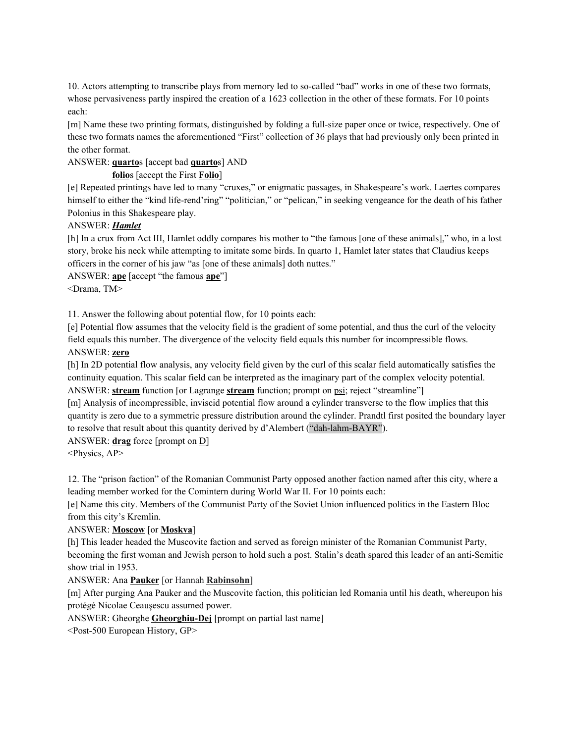10. Actors attempting to transcribe plays from memory led to so-called "bad" works in one of these two formats, whose pervasiveness partly inspired the creation of a 1623 collection in the other of these formats. For 10 points each:

[m] Name these two printing formats, distinguished by folding a full-size paper once or twice, respectively. One of these two formats names the aforementioned "First" collection of 36 plays that had previously only been printed in the other format.

ANSWER: **<u>quarto</u>**s [accept bad **<u>quarto</u>**s] AND

**<u>folio</u>**s [accept the First **<u>Folio</u>**]

[e] Repeated printings have led to many "cruxes," or enigmatic passages, in Shakespeare's work. Laertes compares himself to either the "kind life-rend'ring" "politician," or "pelican," in seeking vengeance for the death of his father Polonius in this Shakespeare play.

ANSWER: ***<u>Hamlet</u>***

[h] In a crux from Act III, Hamlet oddly compares his mother to "the famous [one of these animals]," who, in a lost story, broke his neck while attempting to imitate some birds. In quarto 1, Hamlet later states that Claudius keeps officers in the corner of his jaw "as [one of these animals] doth nuttes."

ANSWER: **<u>ape</u>** [accept "the famous **<u>ape</u>**"]

<Drama, TM>

11. Answer the following about potential flow, for 10 points each:

[e] Potential flow assumes that the velocity field is the gradient of some potential, and thus the curl of the velocity field equals this number. The divergence of the velocity field equals this number for incompressible flows.

ANSWER: **<u>zero</u>**

[h] In 2D potential flow analysis, any velocity field given by the curl of this scalar field automatically satisfies the continuity equation. This scalar field can be interpreted as the imaginary part of the complex velocity potential.

ANSWER: **<u>stream</u>** function [or Lagrange **<u>stream</u>** function; prompt on <u>psi</u>; reject "streamline"]

[m] Analysis of incompressible, inviscid potential flow around a cylinder transverse to the flow implies that this quantity is zero due to a symmetric pressure distribution around the cylinder. Prandtl first posited the boundary layer to resolve that result about this quantity derived by d'Alembert ("dah-lahm-BAYR").

ANSWER: **<u>drag</u>** force [prompt on <u>D</u>]

<Physics, AP>

12. The "prison faction" of the Romanian Communist Party opposed another faction named after this city, where a leading member worked for the Comintern during World War II. For 10 points each:

[e] Name this city. Members of the Communist Party of the Soviet Union influenced politics in the Eastern Bloc from this city's Kremlin.

ANSWER: **<u>Moscow</u>** [or **<u>Moskva</u>**]

[h] This leader headed the Muscovite faction and served as foreign minister of the Romanian Communist Party, becoming the first woman and Jewish person to hold such a post. Stalin's death spared this leader of an anti-Semitic show trial in 1953.

ANSWER: Ana **<u>Pauker</u>** [or Hannah **<u>Rabinsohn</u>**]

[m] After purging Ana Pauker and the Muscovite faction, this politician led Romania until his death, whereupon his protégé Nicolae Ceaușescu assumed power.

ANSWER: Gheorghe **<u>Gheorghiu-Dej</u>** [prompt on partial last name]

<Post-500 European History, GP>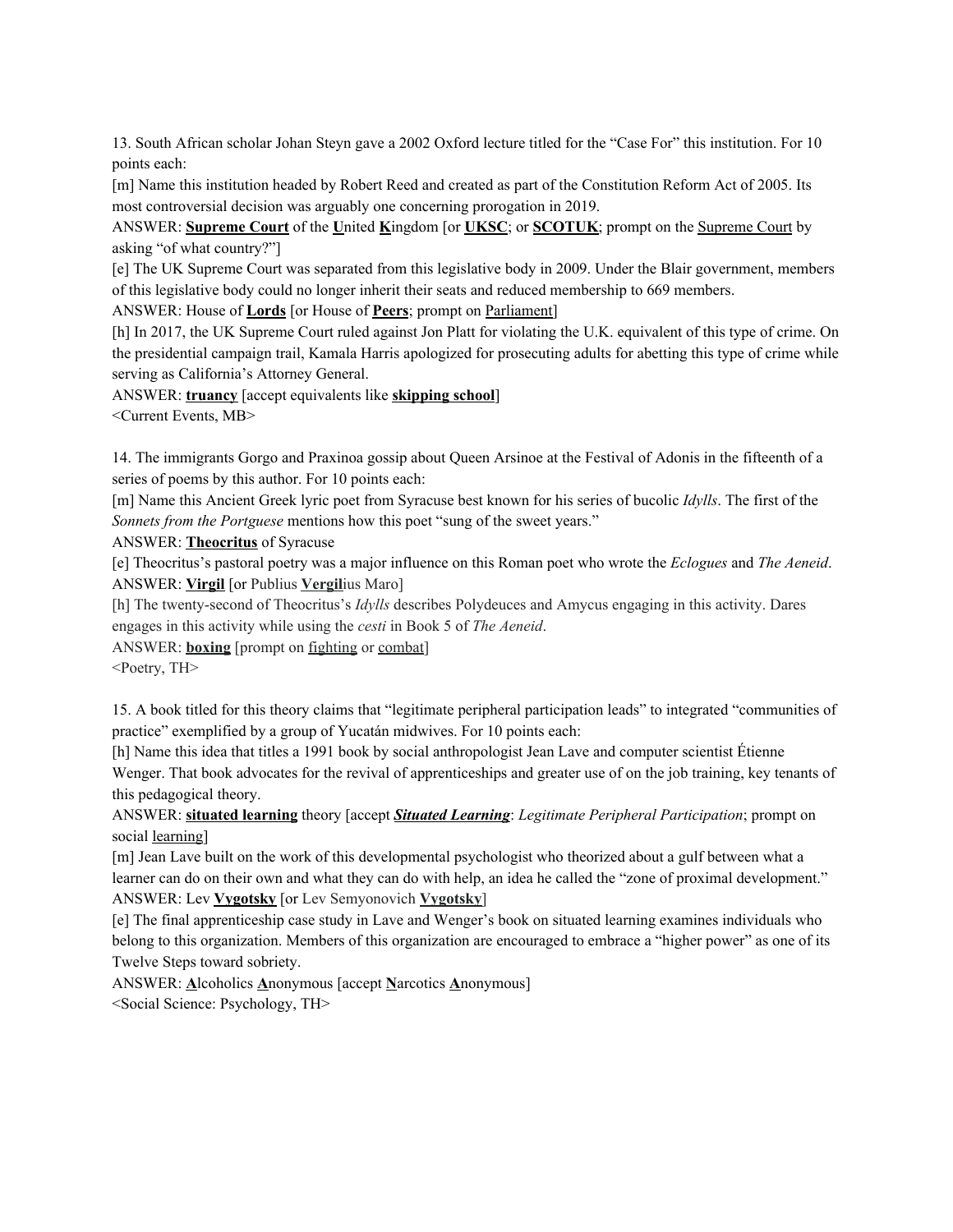13. South African scholar Johan Steyn gave a 2002 Oxford lecture titled for the "Case For" this institution. For 10 points each:

[m] Name this institution headed by Robert Reed and created as part of the Constitution Reform Act of 2005. Its most controversial decision was arguably one concerning prorogation in 2019.

ANSWER: **Supreme Court** of the **U**nited **K**ingdom [or **UKSC**; or **SCOTUK**; prompt on the Supreme Court by asking "of what country?"]

[e] The UK Supreme Court was separated from this legislative body in 2009. Under the Blair government, members of this legislative body could no longer inherit their seats and reduced membership to 669 members.

ANSWER: House of **Lords** [or House of **Peers**; prompt on Parliament]

[h] In 2017, the UK Supreme Court ruled against Jon Platt for violating the U.K. equivalent of this type of crime. On the presidential campaign trail, Kamala Harris apologized for prosecuting adults for abetting this type of crime while serving as California's Attorney General.

ANSWER: **truancy** [accept equivalents like **skipping school**]

<Current Events, MB>

14. The immigrants Gorgo and Praxinoa gossip about Queen Arsinoe at the Festival of Adonis in the fifteenth of a series of poems by this author. For 10 points each:

[m] Name this Ancient Greek lyric poet from Syracuse best known for his series of bucolic *Idylls*. The first of the *Sonnets from the Portguese* mentions how this poet "sung of the sweet years."

ANSWER: **Theocritus** of Syracuse

[e] Theocritus's pastoral poetry was a major influence on this Roman poet who wrote the *Eclogues* and *The Aeneid*.

ANSWER: **Virgil** [or Publius **Vergil**ius Maro]

[h] The twenty-second of Theocritus's *Idylls* describes Polydeuces and Amycus engaging in this activity. Dares engages in this activity while using the *cesti* in Book 5 of *The Aeneid*.

ANSWER: **boxing** [prompt on fighting or combat]

<Poetry, TH>

15. A book titled for this theory claims that "legitimate peripheral participation leads" to integrated "communities of practice" exemplified by a group of Yucatán midwives. For 10 points each:

[h] Name this idea that titles a 1991 book by social anthropologist Jean Lave and computer scientist Étienne Wenger. That book advocates for the revival of apprenticeships and greater use of on the job training, key tenants of this pedagogical theory.

ANSWER: **situated learning** theory [accept ***Situated Learning***: *Legitimate Peripheral Participation*; prompt on social learning]

[m] Jean Lave built on the work of this developmental psychologist who theorized about a gulf between what a learner can do on their own and what they can do with help, an idea he called the "zone of proximal development."

ANSWER: Lev **Vygotsky** [or Lev Semyonovich **Vygotsky**]

[e] The final apprenticeship case study in Lave and Wenger's book on situated learning examines individuals who belong to this organization. Members of this organization are encouraged to embrace a "higher power" as one of its Twelve Steps toward sobriety.

ANSWER: **A**lcoholics **A**nonymous [accept **N**arcotics **A**nonymous]

<Social Science: Psychology, TH>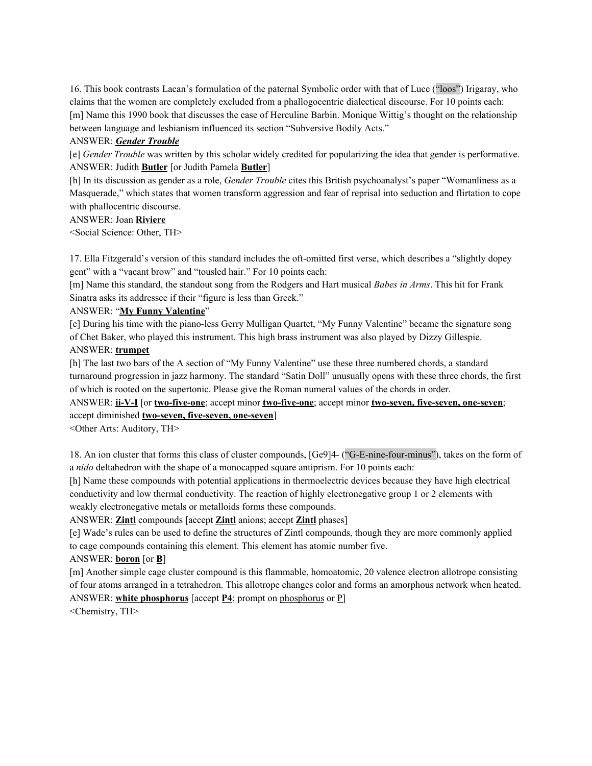16. This book contrasts Lacan's formulation of the paternal Symbolic order with that of Luce ("loos") Irigaray, who claims that the women are completely excluded from a phallogocentric dialectical discourse. For 10 points each:

[m] Name this 1990 book that discusses the case of Herculine Barbin. Monique Wittig's thought on the relationship between language and lesbianism influenced its section "Subversive Bodily Acts."

ANSWER: ***Gender Trouble***

[e] *Gender Trouble* was written by this scholar widely credited for popularizing the idea that gender is performative.

ANSWER: Judith **Butler** [or Judith Pamela **Butler**]

[h] In its discussion as gender as a role, *Gender Trouble* cites this British psychoanalyst's paper "Womanliness as a Masquerade," which states that women transform aggression and fear of reprisal into seduction and flirtation to cope with phallocentric discourse.

ANSWER: Joan **Riviere**

<Social Science: Other, TH>

17. Ella Fitzgerald's version of this standard includes the oft-omitted first verse, which describes a "slightly dopey gent" with a "vacant brow" and "tousled hair." For 10 points each:

[m] Name this standard, the standout song from the Rodgers and Hart musical *Babes in Arms*. This hit for Frank Sinatra asks its addressee if their "figure is less than Greek."

ANSWER: "**My Funny Valentine**"

[e] During his time with the piano-less Gerry Mulligan Quartet, "My Funny Valentine" became the signature song of Chet Baker, who played this instrument. This high brass instrument was also played by Dizzy Gillespie.

ANSWER: **trumpet**

[h] The last two bars of the A section of "My Funny Valentine" use these three numbered chords, a standard turnaround progression in jazz harmony. The standard "Satin Doll" unusually opens with these three chords, the first of which is rooted on the supertonic. Please give the Roman numeral values of the chords in order.

ANSWER: **ii-V-I** [or **two-five-one**; accept minor **two-five-one**; accept minor **two-seven, five-seven, one-seven**; accept diminished **two-seven, five-seven, one-seven**]

<Other Arts: Auditory, TH>

18. An ion cluster that forms this class of cluster compounds, [Ge9]4- ("G-E-nine-four-minus"), takes on the form of a *nido* deltahedron with the shape of a monocapped square antiprism. For 10 points each:

[h] Name these compounds with potential applications in thermoelectric devices because they have high electrical conductivity and low thermal conductivity. The reaction of highly electronegative group 1 or 2 elements with weakly electronegative metals or metalloids forms these compounds.

ANSWER: **Zintl** compounds [accept **Zintl** anions; accept **Zintl** phases]

[e] Wade's rules can be used to define the structures of Zintl compounds, though they are more commonly applied to cage compounds containing this element. This element has atomic number five.

ANSWER: **boron** [or **B**]

[m] Another simple cage cluster compound is this flammable, homoatomic, 20 valence electron allotrope consisting of four atoms arranged in a tetrahedron. This allotrope changes color and forms an amorphous network when heated.

ANSWER: **white phosphorus** [accept **P4**; prompt on phosphorus or P]

<Chemistry, TH>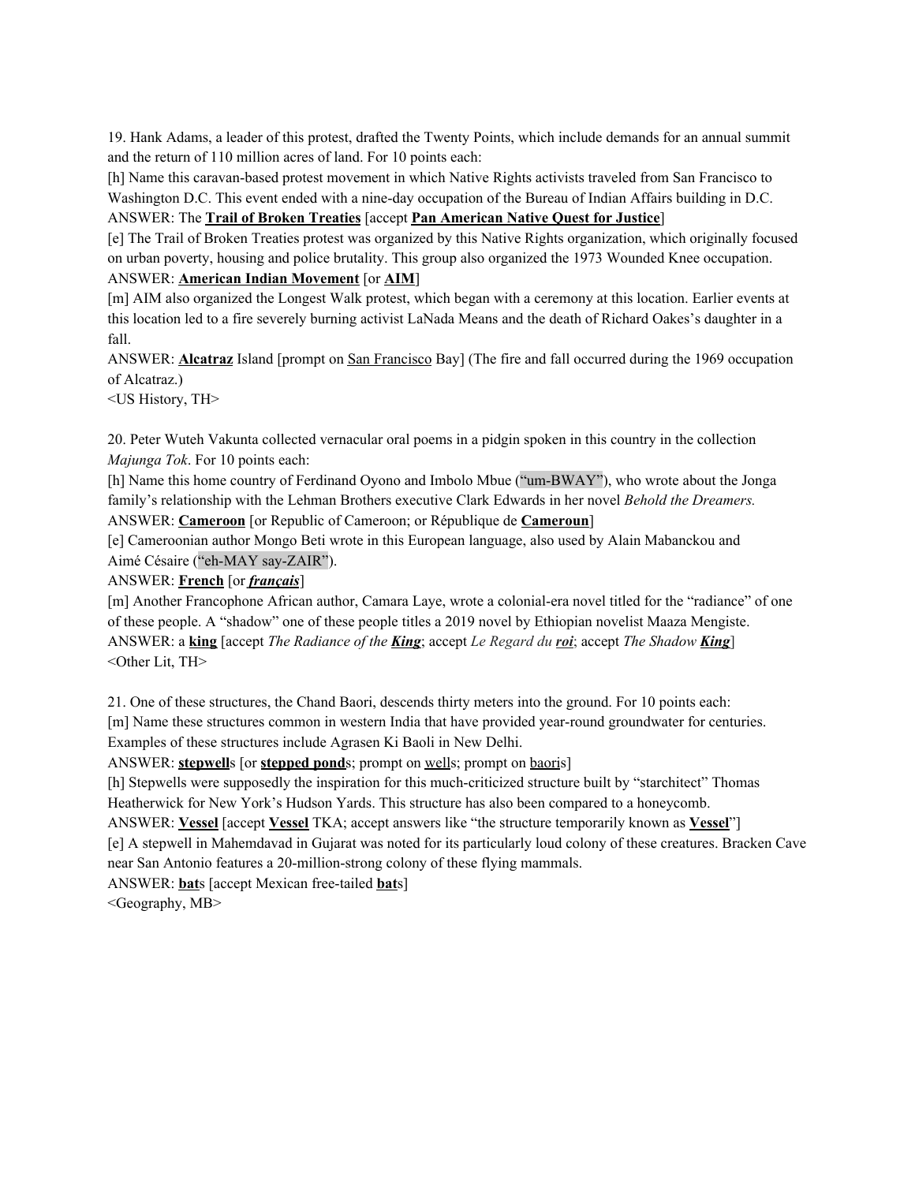19. Hank Adams, a leader of this protest, drafted the Twenty Points, which include demands for an annual summit and the return of 110 million acres of land. For 10 points each:

[h] Name this caravan-based protest movement in which Native Rights activists traveled from San Francisco to Washington D.C. This event ended with a nine-day occupation of the Bureau of Indian Affairs building in D.C.

ANSWER: The **Trail of Broken Treaties** [accept **Pan American Native Quest for Justice**]

[e] The Trail of Broken Treaties protest was organized by this Native Rights organization, which originally focused on urban poverty, housing and police brutality. This group also organized the 1973 Wounded Knee occupation.

ANSWER: **American Indian Movement** [or **AIM**]

[m] AIM also organized the Longest Walk protest, which began with a ceremony at this location. Earlier events at this location led to a fire severely burning activist LaNada Means and the death of Richard Oakes's daughter in a fall.

ANSWER: **Alcatraz** Island [prompt on San Francisco Bay] (The fire and fall occurred during the 1969 occupation of Alcatraz.)

<US History, TH>

20. Peter Wuteh Vakunta collected vernacular oral poems in a pidgin spoken in this country in the collection *Majunga Tok*. For 10 points each:

[h] Name this home country of Ferdinand Oyono and Imbolo Mbue ("um-BWAY"), who wrote about the Jonga family's relationship with the Lehman Brothers executive Clark Edwards in her novel *Behold the Dreamers.*

ANSWER: **Cameroon** [or Republic of Cameroon; or République de **Cameroun**]

[e] Cameroonian author Mongo Beti wrote in this European language, also used by Alain Mabanckou and Aimé Césaire ("eh-MAY say-ZAIR").

ANSWER: **French** [or ***français***]

[m] Another Francophone African author, Camara Laye, wrote a colonial-era novel titled for the "radiance" of one of these people. A "shadow" one of these people titles a 2019 novel by Ethiopian novelist Maaza Mengiste.

ANSWER: a **king** [accept *The Radiance of the **King***; accept *Le Regard du **roi***; accept *The Shadow **King***]

<Other Lit, TH>

21. One of these structures, the Chand Baori, descends thirty meters into the ground. For 10 points each:

[m] Name these structures common in western India that have provided year-round groundwater for centuries. Examples of these structures include Agrasen Ki Baoli in New Delhi.

ANSWER: **stepwell**s [or **stepped pond**s; prompt on wells; prompt on baoris]

[h] Stepwells were supposedly the inspiration for this much-criticized structure built by "starchitect" Thomas Heatherwick for New York's Hudson Yards. This structure has also been compared to a honeycomb.

ANSWER: **Vessel** [accept **Vessel** TKA; accept answers like "the structure temporarily known as **Vessel**"]

[e] A stepwell in Mahemdavad in Gujarat was noted for its particularly loud colony of these creatures. Bracken Cave near San Antonio features a 20-million-strong colony of these flying mammals.

ANSWER: **bat**s [accept Mexican free-tailed **bat**s]

<Geography, MB>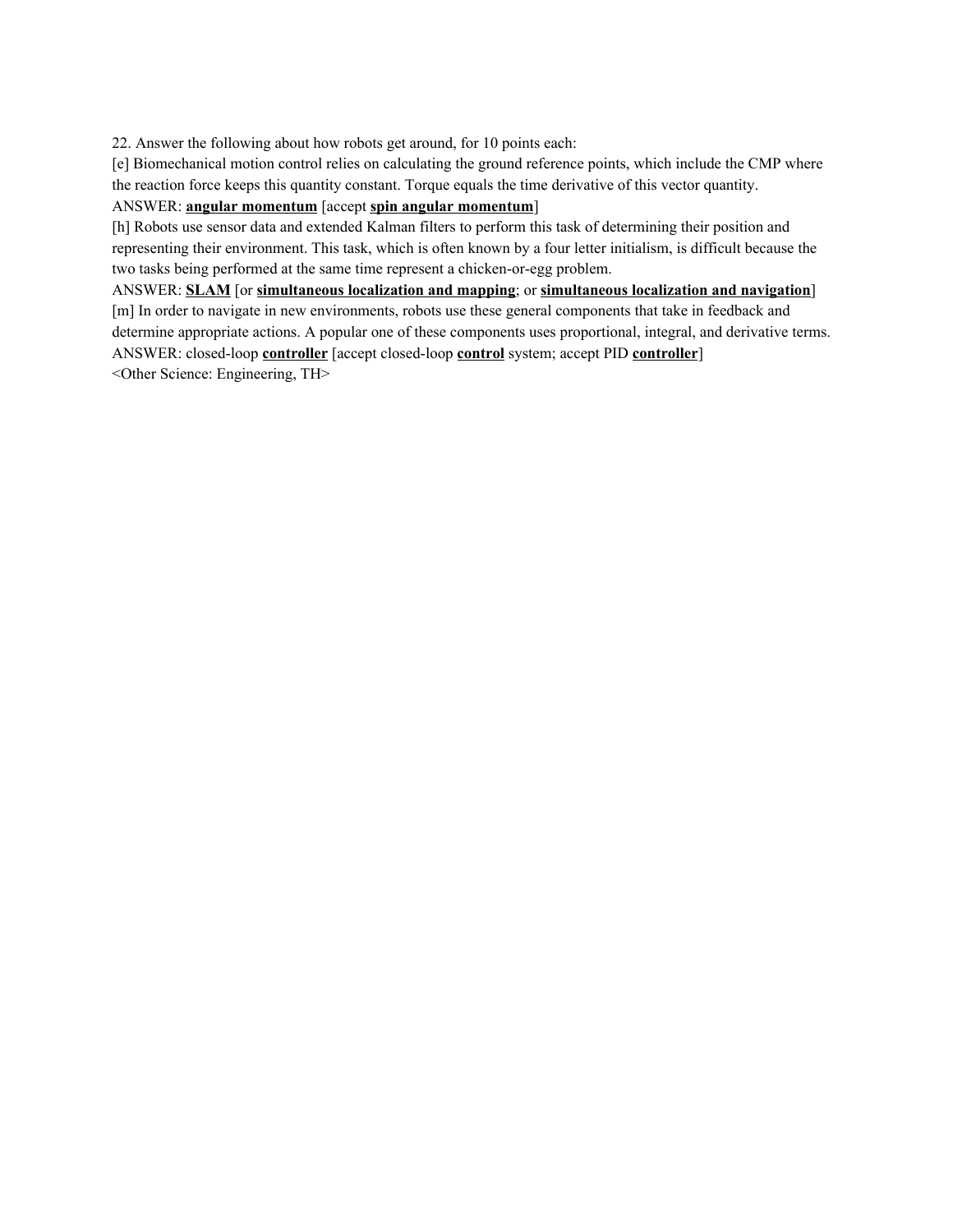22. Answer the following about how robots get around, for 10 points each:

[e] Biomechanical motion control relies on calculating the ground reference points, which include the CMP where the reaction force keeps this quantity constant. Torque equals the time derivative of this vector quantity.

ANSWER: **angular momentum** [accept **spin angular momentum**]

[h] Robots use sensor data and extended Kalman filters to perform this task of determining their position and representing their environment. This task, which is often known by a four letter initialism, is difficult because the two tasks being performed at the same time represent a chicken-or-egg problem.

ANSWER: **SLAM** [or **simultaneous localization and mapping**; or **simultaneous localization and navigation**]

[m] In order to navigate in new environments, robots use these general components that take in feedback and determine appropriate actions. A popular one of these components uses proportional, integral, and derivative terms.

ANSWER: closed-loop **controller** [accept closed-loop **control** system; accept PID **controller**]

<Other Science: Engineering, TH>